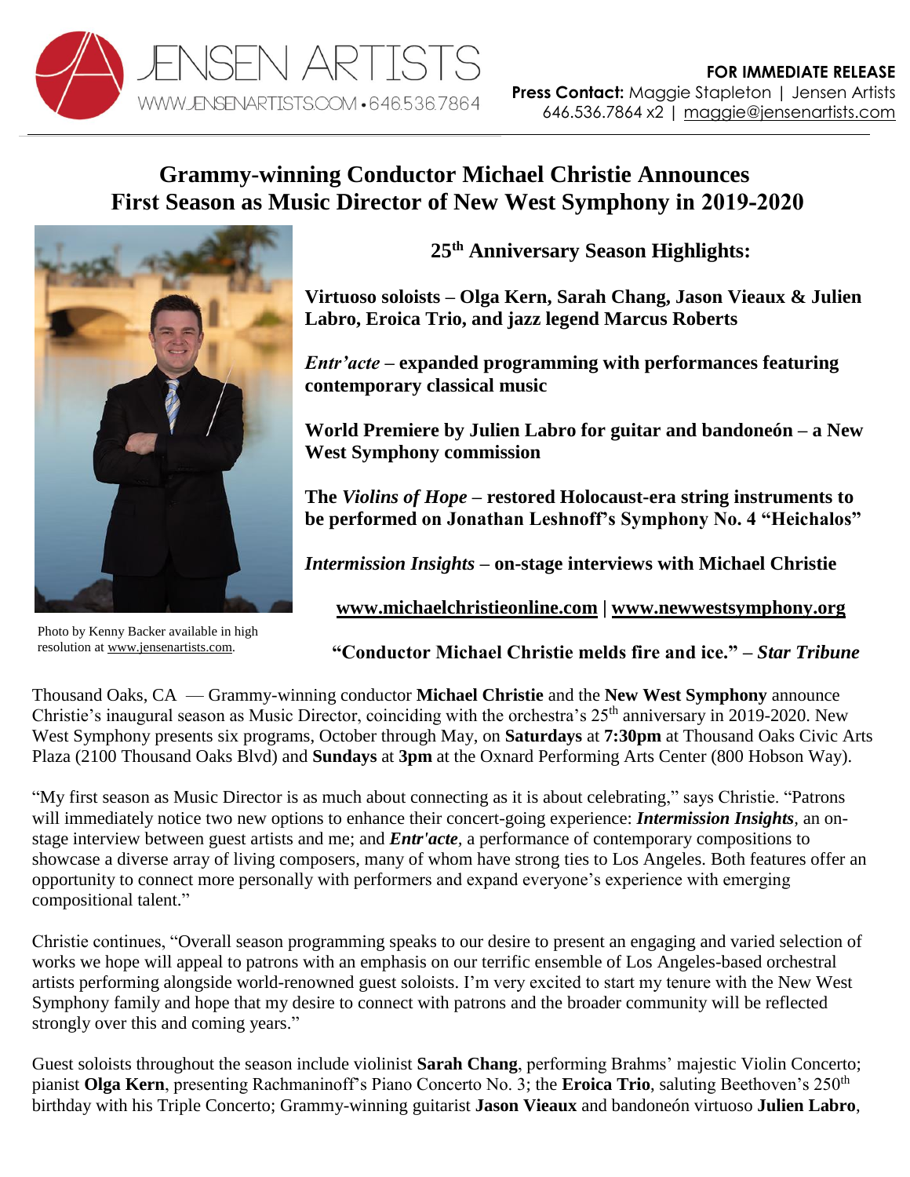JENSEN ARTISTS
WWW.JENSENARTISTS.COM • 646.536.7864

**FOR IMMEDIATE RELEASE**
**Press Contact:** Maggie Stapleton | Jensen Artists
646.536.7864 x2 | maggie@jensenartists.com

# Grammy-winning Conductor Michael Christie Announces First Season as Music Director of New West Symphony in 2019-2020

Photo by Kenny Backer available in high resolution at www.jensenartists.com.

## 25th Anniversary Season Highlights:

**Virtuoso soloists – Olga Kern, Sarah Chang, Jason Vieaux & Julien Labro, Eroica Trio, and jazz legend Marcus Roberts**

***Entr'acte* – expanded programming with performances featuring contemporary classical music**

**World Premiere by Julien Labro for guitar and bandoneón – a New West Symphony commission**

**The *Violins of Hope* – restored Holocaust-era string instruments to be performed on Jonathan Leshnoff's Symphony No. 4 "Heichalos"**

***Intermission Insights* – on-stage interviews with Michael Christie**

**www.michaelchristieonline.com | www.newwestsymphony.org**

**"Conductor Michael Christie melds fire and ice." – *Star Tribune***

Thousand Oaks, CA — Grammy-winning conductor **Michael Christie** and the **New West Symphony** announce Christie's inaugural season as Music Director, coinciding with the orchestra's 25th anniversary in 2019-2020. New West Symphony presents six programs, October through May, on **Saturdays** at **7:30pm** at Thousand Oaks Civic Arts Plaza (2100 Thousand Oaks Blvd) and **Sundays** at **3pm** at the Oxnard Performing Arts Center (800 Hobson Way).

"My first season as Music Director is as much about connecting as it is about celebrating," says Christie. "Patrons will immediately notice two new options to enhance their concert-going experience: ***Intermission Insights***, an on-stage interview between guest artists and me; and ***Entr'acte***, a performance of contemporary compositions to showcase a diverse array of living composers, many of whom have strong ties to Los Angeles. Both features offer an opportunity to connect more personally with performers and expand everyone's experience with emerging compositional talent."

Christie continues, "Overall season programming speaks to our desire to present an engaging and varied selection of works we hope will appeal to patrons with an emphasis on our terrific ensemble of Los Angeles-based orchestral artists performing alongside world-renowned guest soloists. I'm very excited to start my tenure with the New West Symphony family and hope that my desire to connect with patrons and the broader community will be reflected strongly over this and coming years."

Guest soloists throughout the season include violinist **Sarah Chang**, performing Brahms' majestic Violin Concerto; pianist **Olga Kern**, presenting Rachmaninoff's Piano Concerto No. 3; the **Eroica Trio**, saluting Beethoven's 250th birthday with his Triple Concerto; Grammy-winning guitarist **Jason Vieaux** and bandoneón virtuoso **Julien Labro**,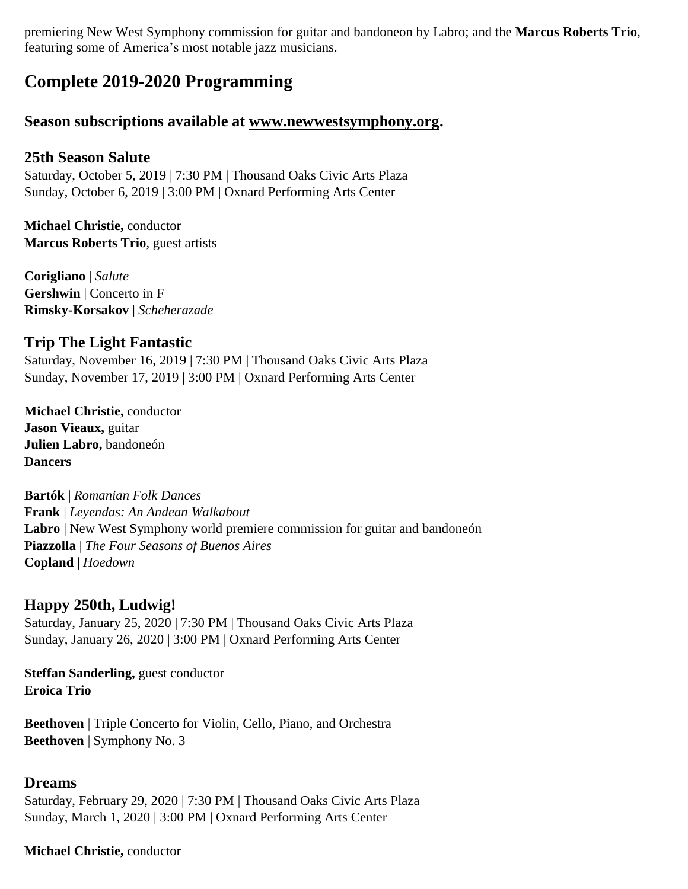premiering New West Symphony commission for guitar and bandoneon by Labro; and the **Marcus Roberts Trio**, featuring some of America's most notable jazz musicians.

## Complete 2019-2020 Programming

### Season subscriptions available at [www.newwestsymphony.org](http://www.newwestsymphony.org).

### 25th Season Salute

Saturday, October 5, 2019 | 7:30 PM | Thousand Oaks Civic Arts Plaza
Sunday, October 6, 2019 | 3:00 PM | Oxnard Performing Arts Center

**Michael Christie,** conductor
**Marcus Roberts Trio**, guest artists

**Corigliano** | *Salute*
**Gershwin** | Concerto in F
**Rimsky-Korsakov** | *Scheherazade*

### Trip The Light Fantastic

Saturday, November 16, 2019 | 7:30 PM | Thousand Oaks Civic Arts Plaza
Sunday, November 17, 2019 | 3:00 PM | Oxnard Performing Arts Center

**Michael Christie,** conductor
**Jason Vieaux,** guitar
**Julien Labro,** bandoneón
**Dancers**

**Bartók** | *Romanian Folk Dances*
**Frank** | *Leyendas: An Andean Walkabout*
**Labro** | New West Symphony world premiere commission for guitar and bandoneón
**Piazzolla** | *The Four Seasons of Buenos Aires*
**Copland** | *Hoedown*

### Happy 250th, Ludwig!

Saturday, January 25, 2020 | 7:30 PM | Thousand Oaks Civic Arts Plaza
Sunday, January 26, 2020 | 3:00 PM | Oxnard Performing Arts Center

**Steffan Sanderling,** guest conductor
**Eroica Trio**

**Beethoven** | Triple Concerto for Violin, Cello, Piano, and Orchestra
**Beethoven** | Symphony No. 3

### Dreams

Saturday, February 29, 2020 | 7:30 PM | Thousand Oaks Civic Arts Plaza
Sunday, March 1, 2020 | 3:00 PM | Oxnard Performing Arts Center

**Michael Christie,** conductor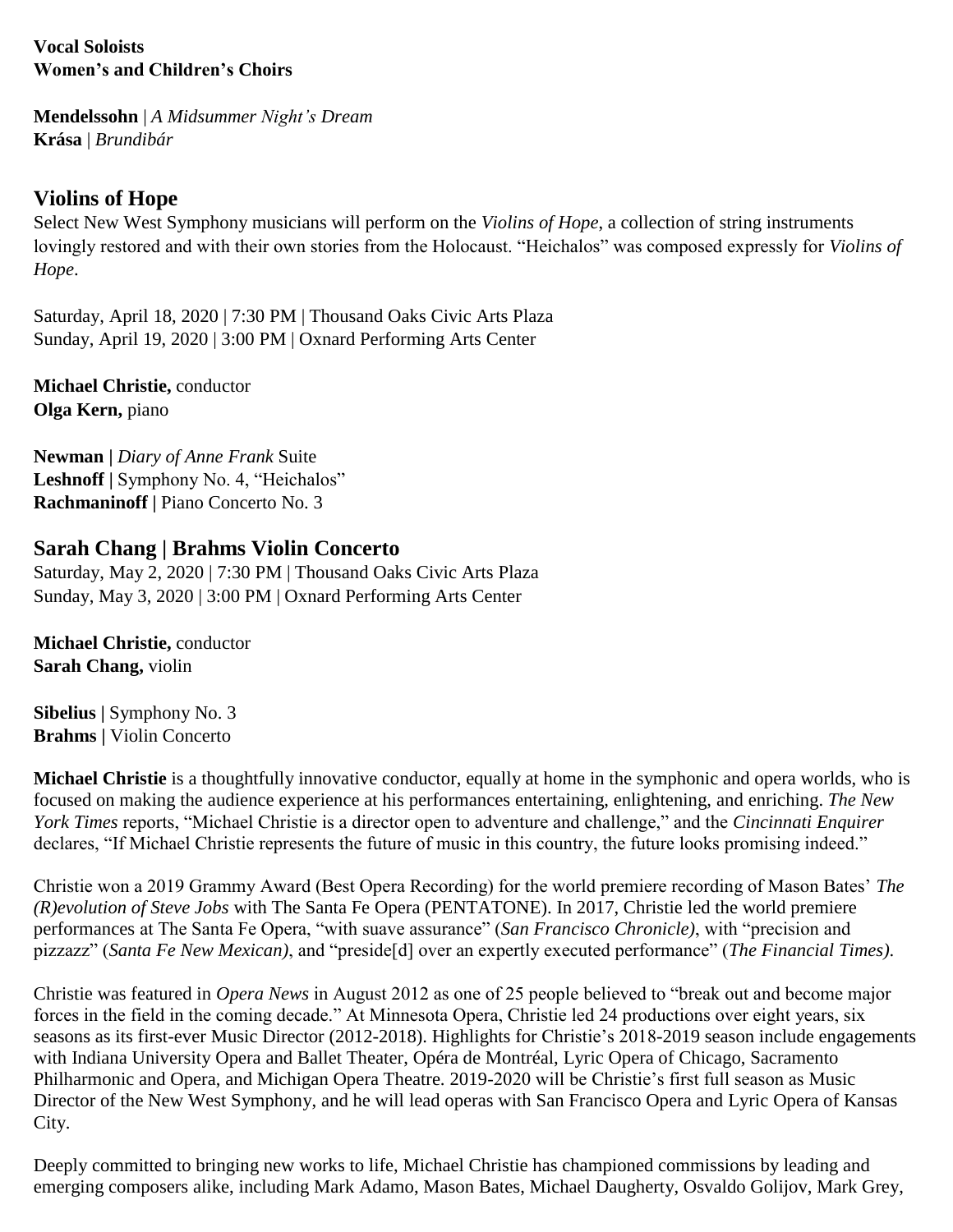**Vocal Soloists**
**Women's and Children's Choirs**

**Mendelssohn** | *A Midsummer Night's Dream*
**Krása** | *Brundibár*

## Violins of Hope

Select New West Symphony musicians will perform on the *Violins of Hope*, a collection of string instruments lovingly restored and with their own stories from the Holocaust. "Heichalos" was composed expressly for *Violins of Hope*.

Saturday, April 18, 2020 | 7:30 PM | Thousand Oaks Civic Arts Plaza
Sunday, April 19, 2020 | 3:00 PM | Oxnard Performing Arts Center

**Michael Christie,** conductor
**Olga Kern,** piano

**Newman |** *Diary of Anne Frank* Suite
**Leshnoff |** Symphony No. 4, "Heichalos"
**Rachmaninoff |** Piano Concerto No. 3

## Sarah Chang | Brahms Violin Concerto

Saturday, May 2, 2020 | 7:30 PM | Thousand Oaks Civic Arts Plaza
Sunday, May 3, 2020 | 3:00 PM | Oxnard Performing Arts Center

**Michael Christie,** conductor
**Sarah Chang,** violin

**Sibelius |** Symphony No. 3
**Brahms |** Violin Concerto

**Michael Christie** is a thoughtfully innovative conductor, equally at home in the symphonic and opera worlds, who is focused on making the audience experience at his performances entertaining, enlightening, and enriching. *The New York Times* reports, "Michael Christie is a director open to adventure and challenge," and the *Cincinnati Enquirer* declares, "If Michael Christie represents the future of music in this country, the future looks promising indeed."

Christie won a 2019 Grammy Award (Best Opera Recording) for the world premiere recording of Mason Bates' *The (R)evolution of Steve Jobs* with The Santa Fe Opera (PENTATONE). In 2017, Christie led the world premiere performances at The Santa Fe Opera, "with suave assurance" (*San Francisco Chronicle)*, with "precision and pizzazz" (*Santa Fe New Mexican)*, and "preside[d] over an expertly executed performance" (*The Financial Times)*.

Christie was featured in *Opera News* in August 2012 as one of 25 people believed to "break out and become major forces in the field in the coming decade." At Minnesota Opera, Christie led 24 productions over eight years, six seasons as its first-ever Music Director (2012-2018). Highlights for Christie's 2018-2019 season include engagements with Indiana University Opera and Ballet Theater, Opéra de Montréal, Lyric Opera of Chicago, Sacramento Philharmonic and Opera, and Michigan Opera Theatre. 2019-2020 will be Christie's first full season as Music Director of the New West Symphony, and he will lead operas with San Francisco Opera and Lyric Opera of Kansas City.

Deeply committed to bringing new works to life, Michael Christie has championed commissions by leading and emerging composers alike, including Mark Adamo, Mason Bates, Michael Daugherty, Osvaldo Golijov, Mark Grey,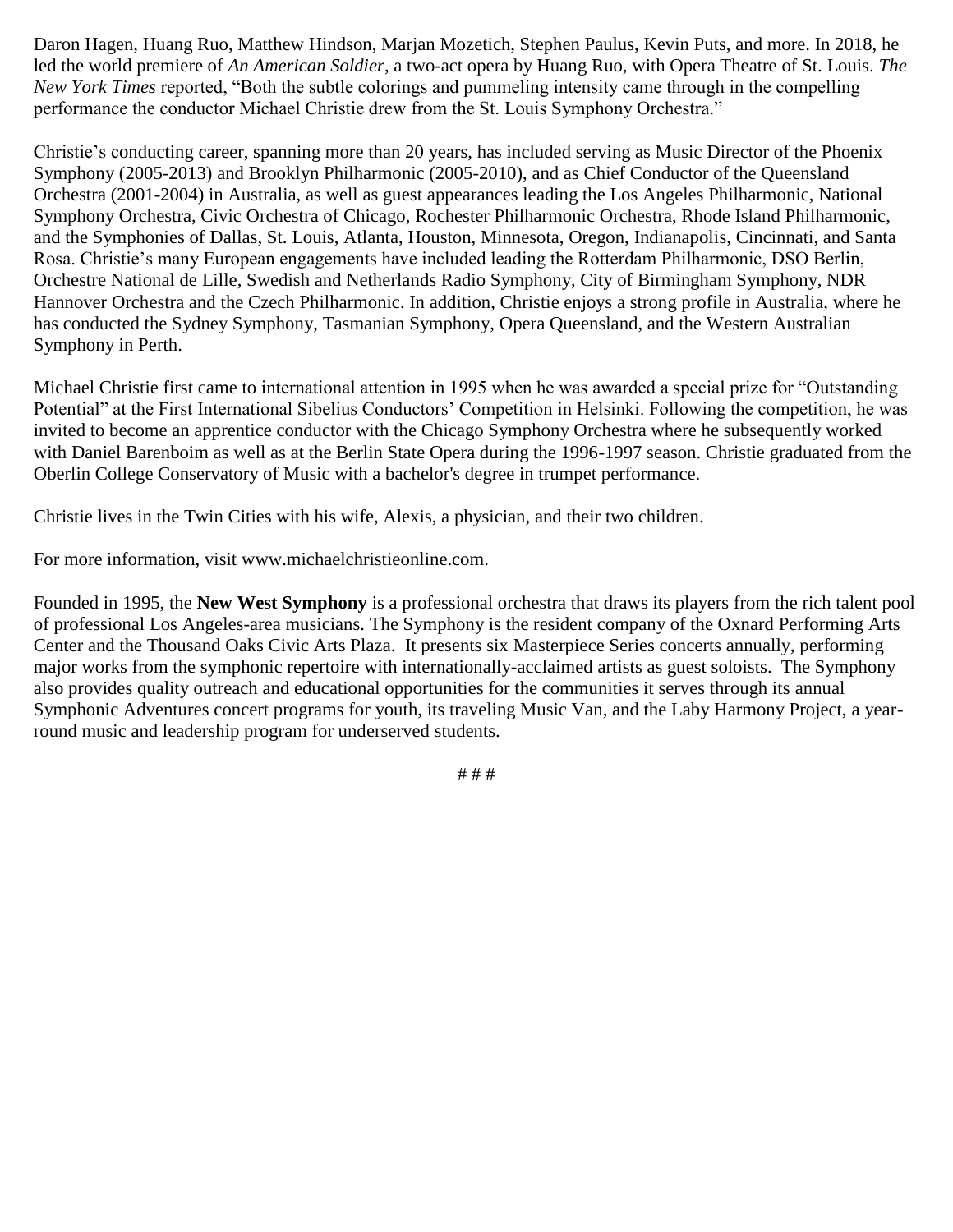Daron Hagen, Huang Ruo, Matthew Hindson, Marjan Mozetich, Stephen Paulus, Kevin Puts, and more. In 2018, he led the world premiere of *An American Soldier*, a two-act opera by Huang Ruo, with Opera Theatre of St. Louis. *The New York Times* reported, "Both the subtle colorings and pummeling intensity came through in the compelling performance the conductor Michael Christie drew from the St. Louis Symphony Orchestra."

Christie's conducting career, spanning more than 20 years, has included serving as Music Director of the Phoenix Symphony (2005-2013) and Brooklyn Philharmonic (2005-2010), and as Chief Conductor of the Queensland Orchestra (2001-2004) in Australia, as well as guest appearances leading the Los Angeles Philharmonic, National Symphony Orchestra, Civic Orchestra of Chicago, Rochester Philharmonic Orchestra, Rhode Island Philharmonic, and the Symphonies of Dallas, St. Louis, Atlanta, Houston, Minnesota, Oregon, Indianapolis, Cincinnati, and Santa Rosa. Christie's many European engagements have included leading the Rotterdam Philharmonic, DSO Berlin, Orchestre National de Lille, Swedish and Netherlands Radio Symphony, City of Birmingham Symphony, NDR Hannover Orchestra and the Czech Philharmonic. In addition, Christie enjoys a strong profile in Australia, where he has conducted the Sydney Symphony, Tasmanian Symphony, Opera Queensland, and the Western Australian Symphony in Perth.

Michael Christie first came to international attention in 1995 when he was awarded a special prize for "Outstanding Potential" at the First International Sibelius Conductors' Competition in Helsinki. Following the competition, he was invited to become an apprentice conductor with the Chicago Symphony Orchestra where he subsequently worked with Daniel Barenboim as well as at the Berlin State Opera during the 1996-1997 season. Christie graduated from the Oberlin College Conservatory of Music with a bachelor's degree in trumpet performance.

Christie lives in the Twin Cities with his wife, Alexis, a physician, and their two children.

For more information, visit www.michaelchristieonline.com.

Founded in 1995, the **New West Symphony** is a professional orchestra that draws its players from the rich talent pool of professional Los Angeles-area musicians. The Symphony is the resident company of the Oxnard Performing Arts Center and the Thousand Oaks Civic Arts Plaza. It presents six Masterpiece Series concerts annually, performing major works from the symphonic repertoire with internationally-acclaimed artists as guest soloists. The Symphony also provides quality outreach and educational opportunities for the communities it serves through its annual Symphonic Adventures concert programs for youth, its traveling Music Van, and the Laby Harmony Project, a year-round music and leadership program for underserved students.

# # #